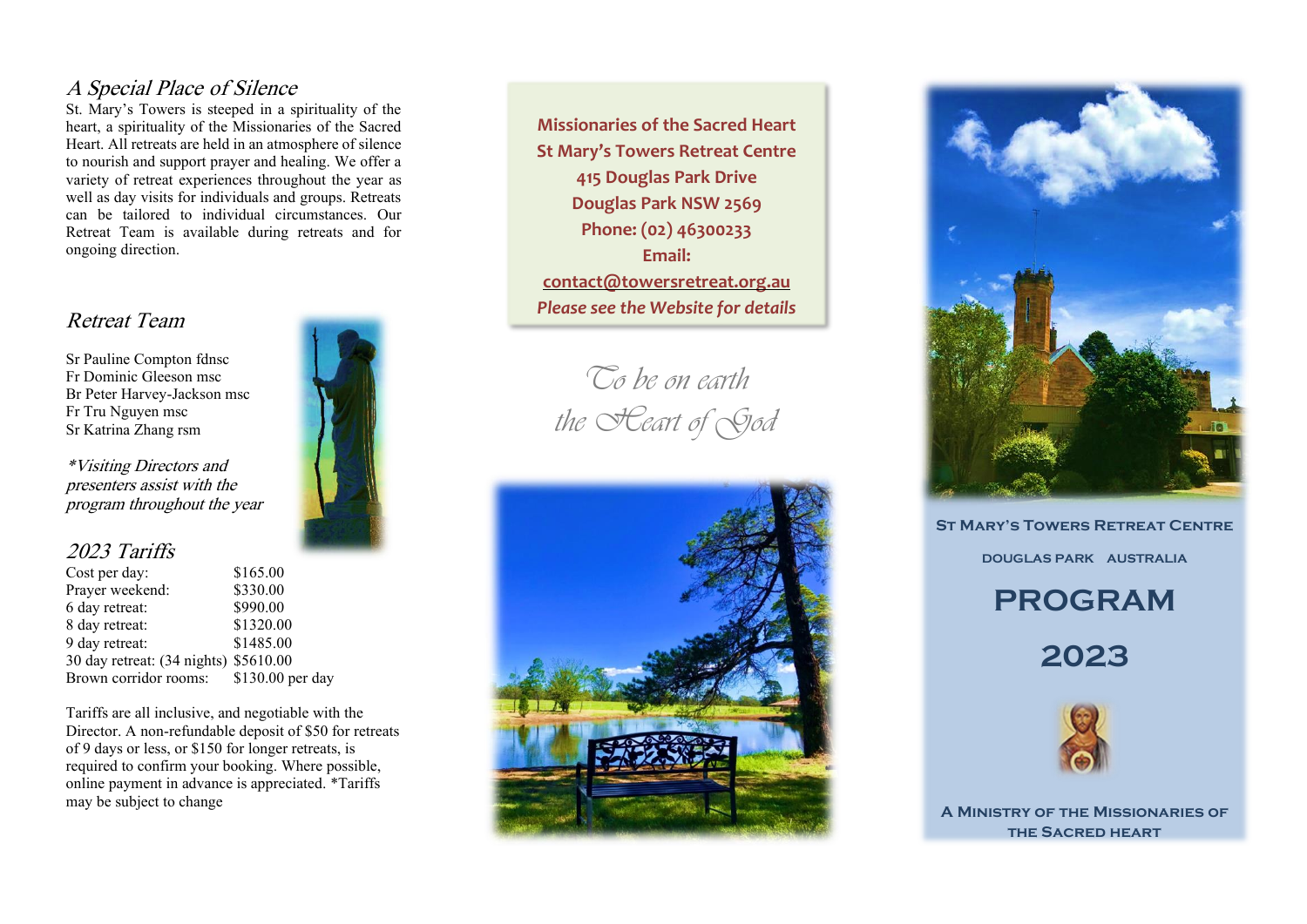## A Special Place of Silence

St. Mary's Towers is steeped in a spirituality of the heart, a spirituality of the Missionaries of the Sacred Heart. All retreats are held in an atmosphere of silence to nourish and support prayer and healing. We offer a variety of retreat experiences throughout the year as well as day visits for individuals and groups. Retreats can be tailored to individual circumstances. Our Retreat Team is available during retreats and for ongoing direction.

## Retreat Team

Sr Pauline Compton fdnsc
Fr Dominic Gleeson msc
Br Peter Harvey-Jackson msc
Fr Tru Nguyen msc
Sr Katrina Zhang rsm

*\*Visiting Directors and presenters assist with the program throughout the year*

## 2023 Tariffs

| | |
|---|---|
| Cost per day: | $165.00 |
| Prayer weekend: | $330.00 |
| 6 day retreat: | $990.00 |
| 8 day retreat: | $1320.00 |
| 9 day retreat: | $1485.00 |
| 30 day retreat: (34 nights) | $5610.00 |
| Brown corridor rooms: | $130.00 per day |

Tariffs are all inclusive, and negotiable with the Director. A non-refundable deposit of $50 for retreats of 9 days or less, or $150 for longer retreats, is required to confirm your booking. Where possible, online payment in advance is appreciated. *Tariffs may be subject to change

**Missionaries of the Sacred Heart**
**St Mary's Towers Retreat Centre**
**415 Douglas Park Drive**
**Douglas Park NSW 2569**
**Phone: (02) 46300233**
**Email:**
**contact@towersretreat.org.au**
***Please see the Website for details***

*To be on earth the Heart of God*

**St Mary's Towers Retreat Centre**

**Douglas Park Australia**

# PROGRAM

# 2023

**A Ministry of the Missionaries of the Sacred heart**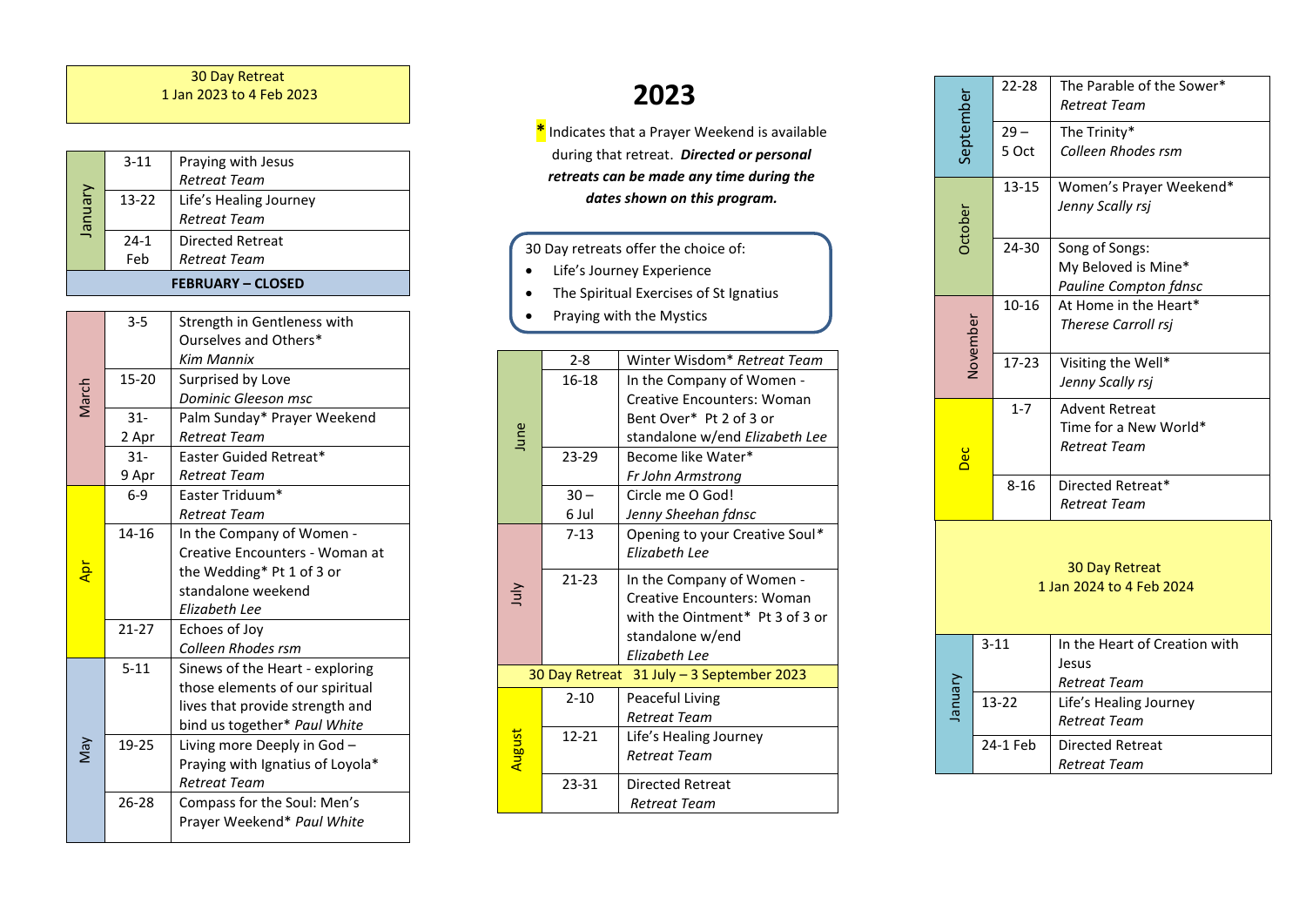# 2023

\* Indicates that a Prayer Weekend is available during that retreat. ***Directed or personal retreats can be made any time during the dates shown on this program.***

30 Day retreats offer the choice of:

- Life's Journey Experience
- The Spiritual Exercises of St Ignatius
- Praying with the Mystics

30 Day Retreat
1 Jan 2023 to 4 Feb 2023

| | | |
|---|---|---|
| January | 3-11 | Praying with Jesus<br>*Retreat Team* |
| | 13-22 | Life's Healing Journey<br>*Retreat Team* |
| | 24-1 Feb | Directed Retreat<br>*Retreat Team* |
| **FEBRUARY – CLOSED** | | |
| March | 3-5 | Strength in Gentleness with Ourselves and Others*<br>*Kim Mannix* |
| | 15-20 | Surprised by Love<br>*Dominic Gleeson msc* |
| | 31-2 Apr | Palm Sunday* Prayer Weekend<br>*Retreat Team* |
| | 31-9 Apr | Easter Guided Retreat*<br>*Retreat Team* |
| Apr | 6-9 | Easter Triduum*<br>*Retreat Team* |
| | 14-16 | In the Company of Women - Creative Encounters - Woman at the Wedding* Pt 1 of 3 or standalone weekend<br>*Elizabeth Lee* |
| | 21-27 | Echoes of Joy<br>*Colleen Rhodes rsm* |
| May | 5-11 | Sinews of the Heart - exploring those elements of our spiritual lives that provide strength and bind us together* *Paul White* |
| | 19-25 | Living more Deeply in God – Praying with Ignatius of Loyola*<br>*Retreat Team* |
| | 26-28 | Compass for the Soul: Men's Prayer Weekend* *Paul White* |

| | | |
|---|---|---|
| June | 2-8 | Winter Wisdom* *Retreat Team* |
| | 16-18 | In the Company of Women - Creative Encounters: Woman Bent Over* Pt 2 of 3 or standalone w/end *Elizabeth Lee* |
| | 23-29 | Become like Water*<br>*Fr John Armstrong* |
| | 30 – 6 Jul | Circle me O God!<br>*Jenny Sheehan fdnsc* |
| July | 7-13 | Opening to your Creative Soul*<br>*Elizabeth Lee* |
| | 21-23 | In the Company of Women - Creative Encounters: Woman with the Ointment* Pt 3 of 3 or standalone w/end<br>*Elizabeth Lee* |
| 30 Day Retreat 31 July – 3 September 2023 | | |
| August | 2-10 | Peaceful Living<br>*Retreat Team* |
| | 12-21 | Life's Healing Journey<br>*Retreat Team* |
| | 23-31 | Directed Retreat<br>*Retreat Team* |

| | | |
|---|---|---|
| September | 22-28 | The Parable of the Sower*<br>*Retreat Team* |
| | 29 – 5 Oct | The Trinity*<br>*Colleen Rhodes rsm* |
| October | 13-15 | Women's Prayer Weekend*<br>*Jenny Scally rsj* |
| | 24-30 | Song of Songs: My Beloved is Mine*<br>*Pauline Compton fdnsc* |
| November | 10-16 | At Home in the Heart*<br>*Therese Carroll rsj* |
| | 17-23 | Visiting the Well*<br>*Jenny Scally rsj* |
| Dec | 1-7 | Advent Retreat<br>Time for a New World*<br>*Retreat Team* |
| | 8-16 | Directed Retreat*<br>*Retreat Team* |

30 Day Retreat
1 Jan 2024 to 4 Feb 2024

| | | |
|---|---|---|
| January | 3-11 | In the Heart of Creation with Jesus<br>*Retreat Team* |
| | 13-22 | Life's Healing Journey<br>*Retreat Team* |
| | 24-1 Feb | Directed Retreat<br>*Retreat Team* |